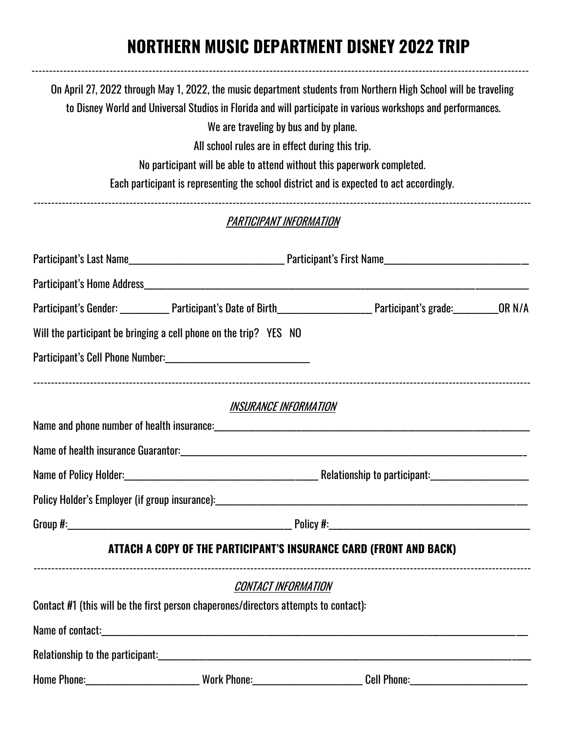# NORTHERN MUSIC DEPARTMENT DISNEY 2022 TRIP

---

On April 27, 2022 through May 1, 2022, the music department students from Northern High School will be traveling to Disney World and Universal Studios in Florida and will participate in various workshops and performances.

We are traveling by bus and by plane.

All school rules are in effect during this trip.

No participant will be able to attend without this paperwork completed.

Each participant is representing the school district and is expected to act accordingly.

---

*PARTICIPANT INFORMATION*

Participant's Last Name________________________________ Participant's First Name______________________________

Participant's Home Address_____________________________________________________________________________

Participant's Gender: __________ Participant's Date of Birth___________________ Participant's grade:_________OR N/A

Will the participant be bringing a cell phone on the trip? YES NO

Participant's Cell Phone Number:_____________________________

---

*INSURANCE INFORMATION*

Name and phone number of health insurance:___________________________________________________________

Name of health insurance Guarantor:_________________________________________________________________

Name of Policy Holder:________________________________________ Relationship to participant:____________________

Policy Holder's Employer (if group insurance):___________________________________________________________

Group #:_____________________________________________ Policy #:_________________________________________

**ATTACH A COPY OF THE PARTICIPANT'S INSURANCE CARD (FRONT AND BACK)**

---

*CONTACT INFORMATION*

Contact #1 (this will be the first person chaperones/directors attempts to contact):

Name of contact:_____________________________________________________________________________________

Relationship to the participant:_________________________________________________________________________

Home Phone:________________________ Work Phone:______________________ Cell Phone:_________________________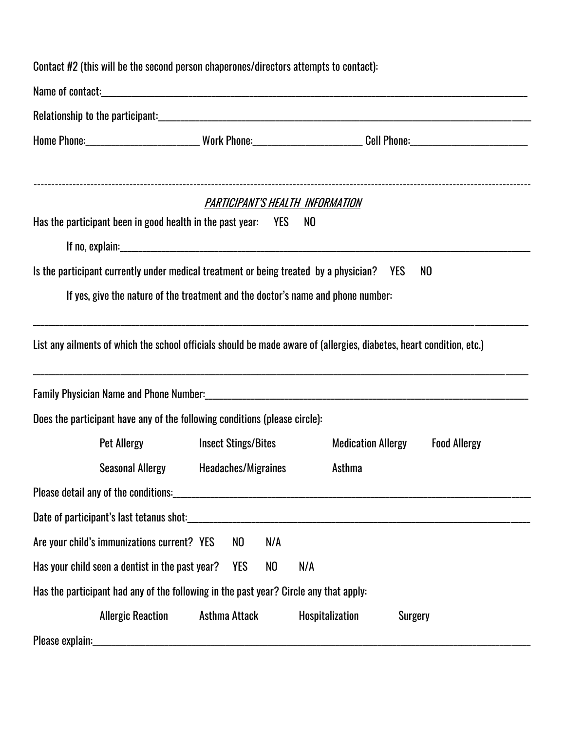Contact #2 (this will be the second person chaperones/directors attempts to contact):

Name of contact:_______________________________________________

Relationship to the participant:_______________________________________________

Home Phone:____________________ Work Phone:____________________ Cell Phone:____________________

---

## *PARTICIPANT'S HEALTH INFORMATION*

Has the participant been in good health in the past year: YES NO

If no, explain:_______________________________________________

Is the participant currently under medical treatment or being treated by a physician? YES NO

If yes, give the nature of the treatment and the doctor's name and phone number:

_______________________________________________

List any ailments of which the school officials should be made aware of (allergies, diabetes, heart condition, etc.)

_______________________________________________

Family Physician Name and Phone Number:_______________________________________________

Does the participant have any of the following conditions (please circle):

Pet Allergy  Insect Stings/Bites  Medication Allergy  Food Allergy

Seasonal Allergy  Headaches/Migraines  Asthma

Please detail any of the conditions:_______________________________________________

Date of participant's last tetanus shot:_______________________________________________

Are your child's immunizations current? YES NO N/A

Has your child seen a dentist in the past year? YES NO N/A

Has the participant had any of the following in the past year? Circle any that apply:

Allergic Reaction  Asthma Attack  Hospitalization  Surgery

Please explain:_______________________________________________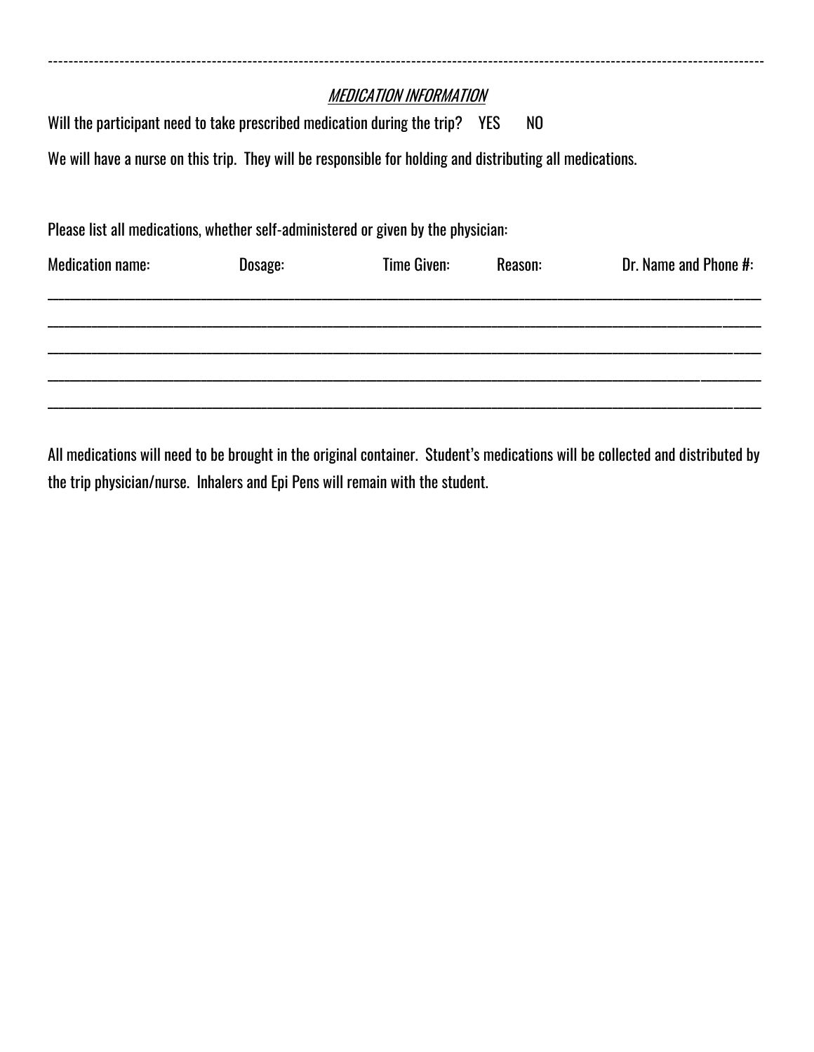---

*MEDICATION INFORMATION*

Will the participant need to take prescribed medication during the trip? YES NO

We will have a nurse on this trip. They will be responsible for holding and distributing all medications.

Please list all medications, whether self-administered or given by the physician:

| Medication name: | Dosage: | Time Given: | Reason: | Dr. Name and Phone #: |
|---|---|---|---|---|
| | | | | |
| | | | | |
| | | | | |
| | | | | |
| | | | | |

All medications will need to be brought in the original container. Student's medications will be collected and distributed by the trip physician/nurse. Inhalers and Epi Pens will remain with the student.